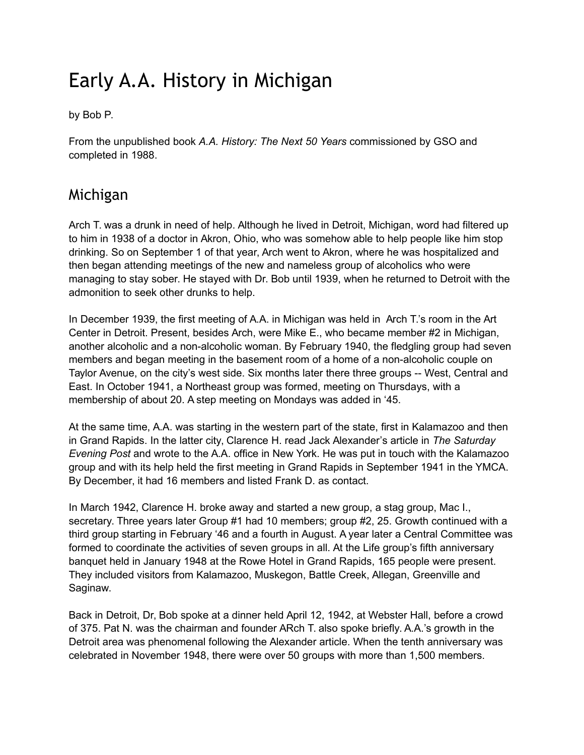# Early A.A. History in Michigan

by Bob P.

From the unpublished book *A.A. History: The Next 50 Years* commissioned by GSO and completed in 1988.

## Michigan

Arch T. was a drunk in need of help. Although he lived in Detroit, Michigan, word had filtered up to him in 1938 of a doctor in Akron, Ohio, who was somehow able to help people like him stop drinking. So on September 1 of that year, Arch went to Akron, where he was hospitalized and then began attending meetings of the new and nameless group of alcoholics who were managing to stay sober. He stayed with Dr. Bob until 1939, when he returned to Detroit with the admonition to seek other drunks to help.

In December 1939, the first meeting of A.A. in Michigan was held in Arch T.'s room in the Art Center in Detroit. Present, besides Arch, were Mike E., who became member #2 in Michigan, another alcoholic and a non-alcoholic woman. By February 1940, the fledgling group had seven members and began meeting in the basement room of a home of a non-alcoholic couple on Taylor Avenue, on the city's west side. Six months later there three groups -- West, Central and East. In October 1941, a Northeast group was formed, meeting on Thursdays, with a membership of about 20. A step meeting on Mondays was added in '45.

At the same time, A.A. was starting in the western part of the state, first in Kalamazoo and then in Grand Rapids. In the latter city, Clarence H. read Jack Alexander's article in *The Saturday Evening Post* and wrote to the A.A. office in New York. He was put in touch with the Kalamazoo group and with its help held the first meeting in Grand Rapids in September 1941 in the YMCA. By December, it had 16 members and listed Frank D. as contact.

In March 1942, Clarence H. broke away and started a new group, a stag group, Mac I., secretary. Three years later Group #1 had 10 members; group #2, 25. Growth continued with a third group starting in February '46 and a fourth in August. A year later a Central Committee was formed to coordinate the activities of seven groups in all. At the Life group's fifth anniversary banquet held in January 1948 at the Rowe Hotel in Grand Rapids, 165 people were present. They included visitors from Kalamazoo, Muskegon, Battle Creek, Allegan, Greenville and Saginaw.

Back in Detroit, Dr, Bob spoke at a dinner held April 12, 1942, at Webster Hall, before a crowd of 375. Pat N. was the chairman and founder ARch T. also spoke briefly. A.A.'s growth in the Detroit area was phenomenal following the Alexander article. When the tenth anniversary was celebrated in November 1948, there were over 50 groups with more than 1,500 members.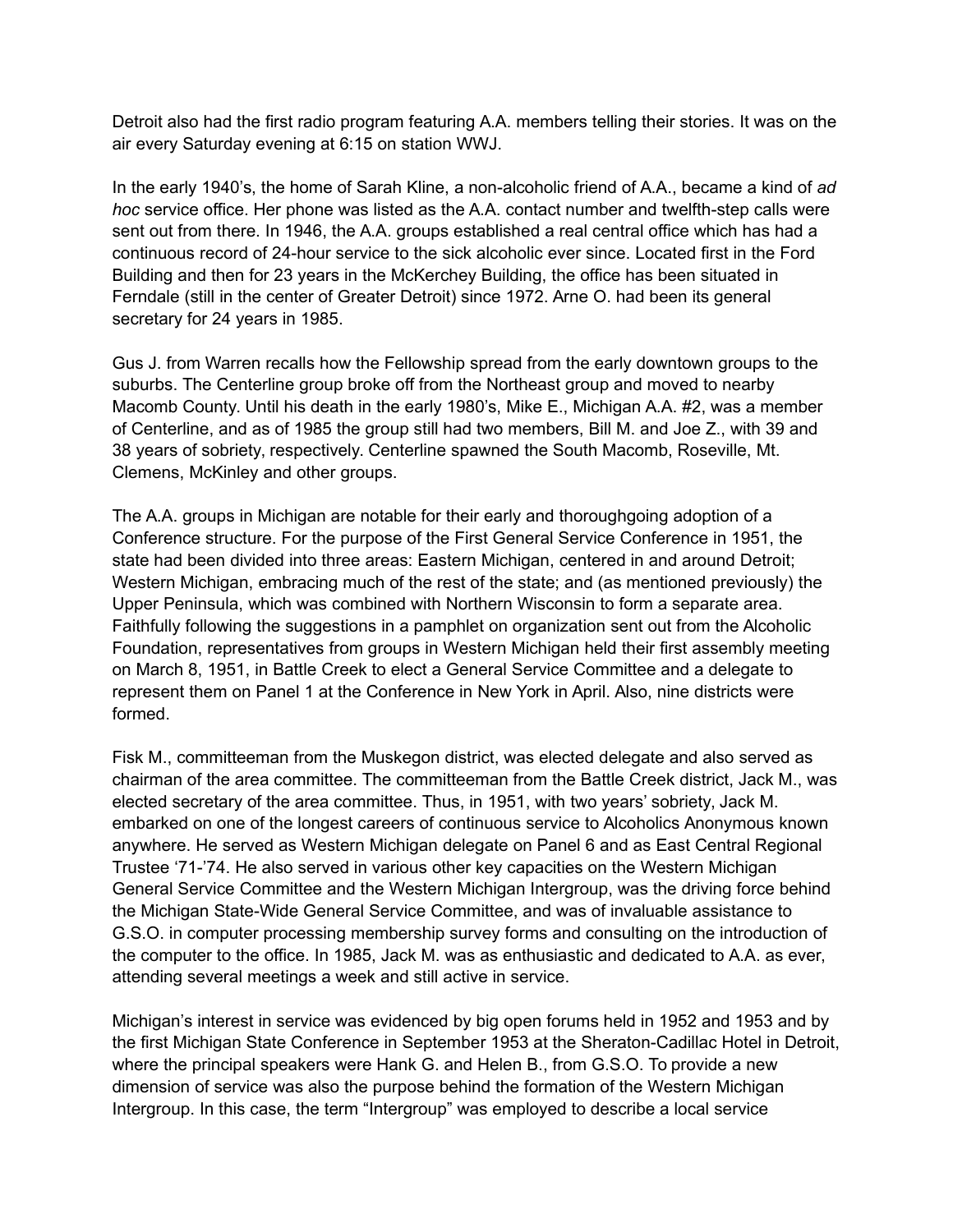Detroit also had the first radio program featuring A.A. members telling their stories. It was on the air every Saturday evening at 6:15 on station WWJ.

In the early 1940's, the home of Sarah Kline, a non-alcoholic friend of A.A., became a kind of *ad hoc* service office. Her phone was listed as the A.A. contact number and twelfth-step calls were sent out from there. In 1946, the A.A. groups established a real central office which has had a continuous record of 24-hour service to the sick alcoholic ever since. Located first in the Ford Building and then for 23 years in the McKerchey Building, the office has been situated in Ferndale (still in the center of Greater Detroit) since 1972. Arne O. had been its general secretary for 24 years in 1985.

Gus J. from Warren recalls how the Fellowship spread from the early downtown groups to the suburbs. The Centerline group broke off from the Northeast group and moved to nearby Macomb County. Until his death in the early 1980's, Mike E., Michigan A.A. #2, was a member of Centerline, and as of 1985 the group still had two members, Bill M. and Joe Z., with 39 and 38 years of sobriety, respectively. Centerline spawned the South Macomb, Roseville, Mt. Clemens, McKinley and other groups.

The A.A. groups in Michigan are notable for their early and thoroughgoing adoption of a Conference structure. For the purpose of the First General Service Conference in 1951, the state had been divided into three areas: Eastern Michigan, centered in and around Detroit; Western Michigan, embracing much of the rest of the state; and (as mentioned previously) the Upper Peninsula, which was combined with Northern Wisconsin to form a separate area. Faithfully following the suggestions in a pamphlet on organization sent out from the Alcoholic Foundation, representatives from groups in Western Michigan held their first assembly meeting on March 8, 1951, in Battle Creek to elect a General Service Committee and a delegate to represent them on Panel 1 at the Conference in New York in April. Also, nine districts were formed.

Fisk M., committeeman from the Muskegon district, was elected delegate and also served as chairman of the area committee. The committeeman from the Battle Creek district, Jack M., was elected secretary of the area committee. Thus, in 1951, with two years' sobriety, Jack M. embarked on one of the longest careers of continuous service to Alcoholics Anonymous known anywhere. He served as Western Michigan delegate on Panel 6 and as East Central Regional Trustee '71-'74. He also served in various other key capacities on the Western Michigan General Service Committee and the Western Michigan Intergroup, was the driving force behind the Michigan State-Wide General Service Committee, and was of invaluable assistance to G.S.O. in computer processing membership survey forms and consulting on the introduction of the computer to the office. In 1985, Jack M. was as enthusiastic and dedicated to A.A. as ever, attending several meetings a week and still active in service.

Michigan's interest in service was evidenced by big open forums held in 1952 and 1953 and by the first Michigan State Conference in September 1953 at the Sheraton-Cadillac Hotel in Detroit, where the principal speakers were Hank G. and Helen B., from G.S.O. To provide a new dimension of service was also the purpose behind the formation of the Western Michigan Intergroup. In this case, the term "Intergroup" was employed to describe a local service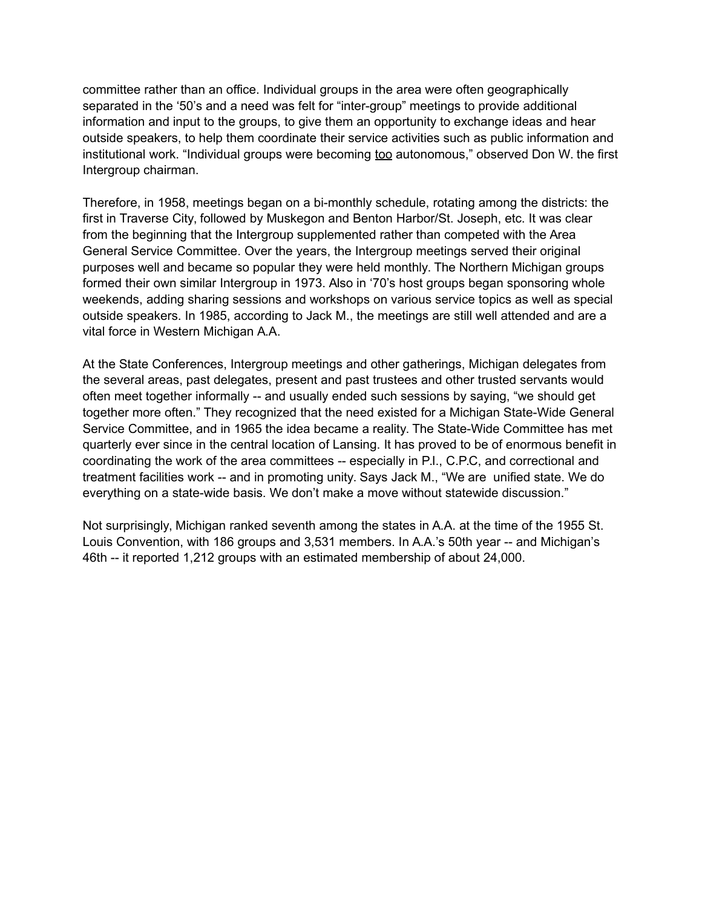committee rather than an office. Individual groups in the area were often geographically separated in the '50's and a need was felt for "inter-group" meetings to provide additional information and input to the groups, to give them an opportunity to exchange ideas and hear outside speakers, to help them coordinate their service activities such as public information and institutional work. "Individual groups were becoming <u>too</u> autonomous," observed Don W. the first Intergroup chairman.

Therefore, in 1958, meetings began on a bi-monthly schedule, rotating among the districts: the first in Traverse City, followed by Muskegon and Benton Harbor/St. Joseph, etc. It was clear from the beginning that the Intergroup supplemented rather than competed with the Area General Service Committee. Over the years, the Intergroup meetings served their original purposes well and became so popular they were held monthly. The Northern Michigan groups formed their own similar Intergroup in 1973. Also in '70's host groups began sponsoring whole weekends, adding sharing sessions and workshops on various service topics as well as special outside speakers. In 1985, according to Jack M., the meetings are still well attended and are a vital force in Western Michigan A.A.

At the State Conferences, Intergroup meetings and other gatherings, Michigan delegates from the several areas, past delegates, present and past trustees and other trusted servants would often meet together informally -- and usually ended such sessions by saying, "we should get together more often." They recognized that the need existed for a Michigan State-Wide General Service Committee, and in 1965 the idea became a reality. The State-Wide Committee has met quarterly ever since in the central location of Lansing. It has proved to be of enormous benefit in coordinating the work of the area committees -- especially in P.I., C.P.C, and correctional and treatment facilities work -- and in promoting unity. Says Jack M., "We are  unified state. We do everything on a state-wide basis. We don't make a move without statewide discussion."

Not surprisingly, Michigan ranked seventh among the states in A.A. at the time of the 1955 St. Louis Convention, with 186 groups and 3,531 members. In A.A.'s 50th year -- and Michigan's 46th -- it reported 1,212 groups with an estimated membership of about 24,000.